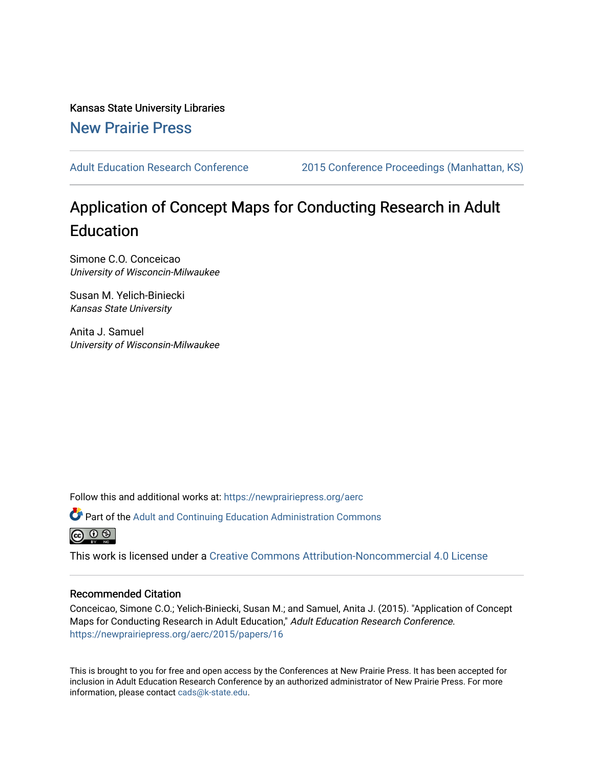Kansas State University Libraries

New Prairie Press

Adult Education Research Conference | 2015 Conference Proceedings (Manhattan, KS)

# Application of Concept Maps for Conducting Research in Adult Education

Simone C.O. Conceicao
*University of Wisconcin-Milwaukee*

Susan M. Yelich-Biniecki
*Kansas State University*

Anita J. Samuel
*University of Wisconsin-Milwaukee*

Follow this and additional works at: https://newprairiepress.org/aerc

Part of the Adult and Continuing Education Administration Commons

This work is licensed under a Creative Commons Attribution-Noncommercial 4.0 License

## Recommended Citation

Conceicao, Simone C.O.; Yelich-Biniecki, Susan M.; and Samuel, Anita J. (2015). "Application of Concept Maps for Conducting Research in Adult Education," *Adult Education Research Conference*. https://newprairiepress.org/aerc/2015/papers/16

This is brought to you for free and open access by the Conferences at New Prairie Press. It has been accepted for inclusion in Adult Education Research Conference by an authorized administrator of New Prairie Press. For more information, please contact cads@k-state.edu.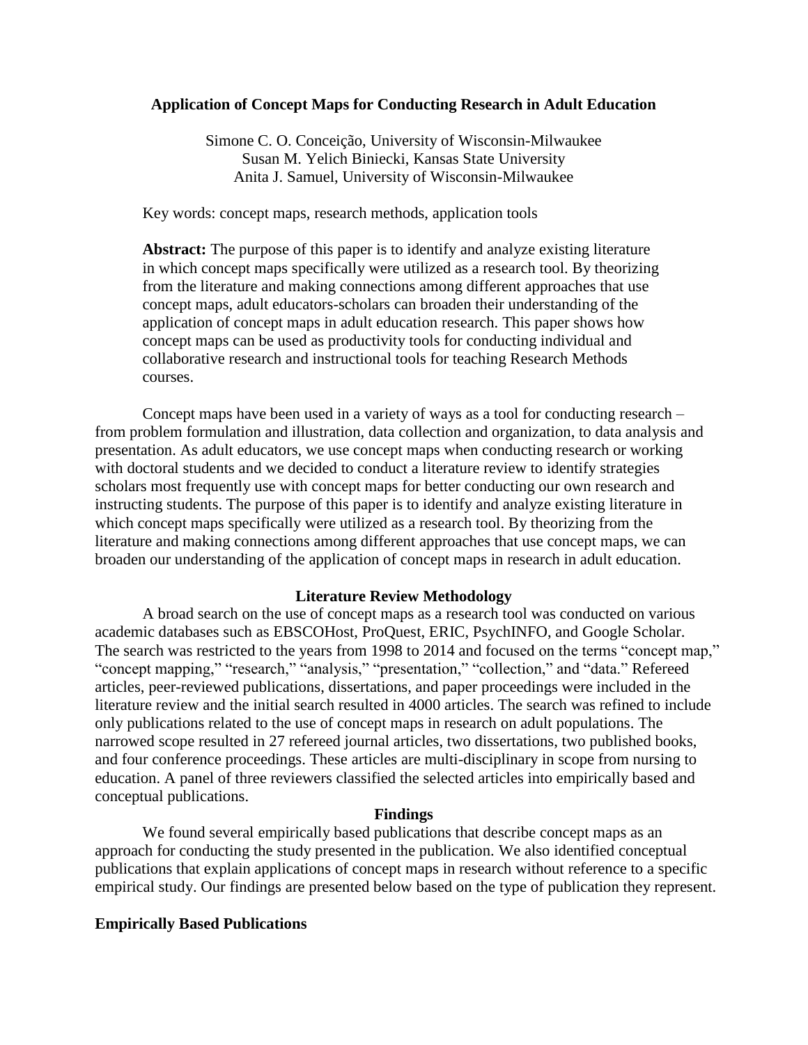# Application of Concept Maps for Conducting Research in Adult Education

Simone C. O. Conceição, University of Wisconsin-Milwaukee
Susan M. Yelich Biniecki, Kansas State University
Anita J. Samuel, University of Wisconsin-Milwaukee

Key words: concept maps, research methods, application tools

**Abstract:** The purpose of this paper is to identify and analyze existing literature in which concept maps specifically were utilized as a research tool. By theorizing from the literature and making connections among different approaches that use concept maps, adult educators-scholars can broaden their understanding of the application of concept maps in adult education research. This paper shows how concept maps can be used as productivity tools for conducting individual and collaborative research and instructional tools for teaching Research Methods courses.

Concept maps have been used in a variety of ways as a tool for conducting research – from problem formulation and illustration, data collection and organization, to data analysis and presentation. As adult educators, we use concept maps when conducting research or working with doctoral students and we decided to conduct a literature review to identify strategies scholars most frequently use with concept maps for better conducting our own research and instructing students. The purpose of this paper is to identify and analyze existing literature in which concept maps specifically were utilized as a research tool. By theorizing from the literature and making connections among different approaches that use concept maps, we can broaden our understanding of the application of concept maps in research in adult education.

## Literature Review Methodology

A broad search on the use of concept maps as a research tool was conducted on various academic databases such as EBSCOHost, ProQuest, ERIC, PsychINFO, and Google Scholar. The search was restricted to the years from 1998 to 2014 and focused on the terms "concept map," "concept mapping," "research," "analysis," "presentation," "collection," and "data." Refereed articles, peer-reviewed publications, dissertations, and paper proceedings were included in the literature review and the initial search resulted in 4000 articles. The search was refined to include only publications related to the use of concept maps in research on adult populations. The narrowed scope resulted in 27 refereed journal articles, two dissertations, two published books, and four conference proceedings. These articles are multi-disciplinary in scope from nursing to education. A panel of three reviewers classified the selected articles into empirically based and conceptual publications.

## Findings

We found several empirically based publications that describe concept maps as an approach for conducting the study presented in the publication. We also identified conceptual publications that explain applications of concept maps in research without reference to a specific empirical study. Our findings are presented below based on the type of publication they represent.

### Empirically Based Publications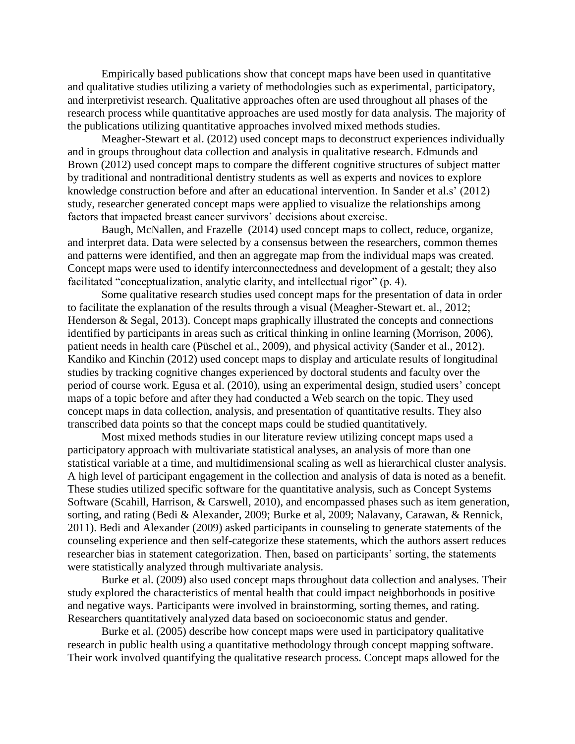Empirically based publications show that concept maps have been used in quantitative and qualitative studies utilizing a variety of methodologies such as experimental, participatory, and interpretivist research. Qualitative approaches often are used throughout all phases of the research process while quantitative approaches are used mostly for data analysis. The majority of the publications utilizing quantitative approaches involved mixed methods studies.

Meagher-Stewart et al. (2012) used concept maps to deconstruct experiences individually and in groups throughout data collection and analysis in qualitative research. Edmunds and Brown (2012) used concept maps to compare the different cognitive structures of subject matter by traditional and nontraditional dentistry students as well as experts and novices to explore knowledge construction before and after an educational intervention. In Sander et al.s' (2012) study, researcher generated concept maps were applied to visualize the relationships among factors that impacted breast cancer survivors' decisions about exercise.

Baugh, McNallen, and Frazelle (2014) used concept maps to collect, reduce, organize, and interpret data. Data were selected by a consensus between the researchers, common themes and patterns were identified, and then an aggregate map from the individual maps was created. Concept maps were used to identify interconnectedness and development of a gestalt; they also facilitated "conceptualization, analytic clarity, and intellectual rigor" (p. 4).

Some qualitative research studies used concept maps for the presentation of data in order to facilitate the explanation of the results through a visual (Meagher-Stewart et. al., 2012; Henderson & Segal, 2013). Concept maps graphically illustrated the concepts and connections identified by participants in areas such as critical thinking in online learning (Morrison, 2006), patient needs in health care (Püschel et al., 2009), and physical activity (Sander et al., 2012). Kandiko and Kinchin (2012) used concept maps to display and articulate results of longitudinal studies by tracking cognitive changes experienced by doctoral students and faculty over the period of course work. Egusa et al. (2010), using an experimental design, studied users' concept maps of a topic before and after they had conducted a Web search on the topic. They used concept maps in data collection, analysis, and presentation of quantitative results. They also transcribed data points so that the concept maps could be studied quantitatively.

Most mixed methods studies in our literature review utilizing concept maps used a participatory approach with multivariate statistical analyses, an analysis of more than one statistical variable at a time, and multidimensional scaling as well as hierarchical cluster analysis. A high level of participant engagement in the collection and analysis of data is noted as a benefit. These studies utilized specific software for the quantitative analysis, such as Concept Systems Software (Scahill, Harrison, & Carswell, 2010), and encompassed phases such as item generation, sorting, and rating (Bedi & Alexander, 2009; Burke et al, 2009; Nalavany, Carawan, & Rennick, 2011). Bedi and Alexander (2009) asked participants in counseling to generate statements of the counseling experience and then self-categorize these statements, which the authors assert reduces researcher bias in statement categorization. Then, based on participants' sorting, the statements were statistically analyzed through multivariate analysis.

Burke et al. (2009) also used concept maps throughout data collection and analyses. Their study explored the characteristics of mental health that could impact neighborhoods in positive and negative ways. Participants were involved in brainstorming, sorting themes, and rating. Researchers quantitatively analyzed data based on socioeconomic status and gender.

Burke et al. (2005) describe how concept maps were used in participatory qualitative research in public health using a quantitative methodology through concept mapping software. Their work involved quantifying the qualitative research process. Concept maps allowed for the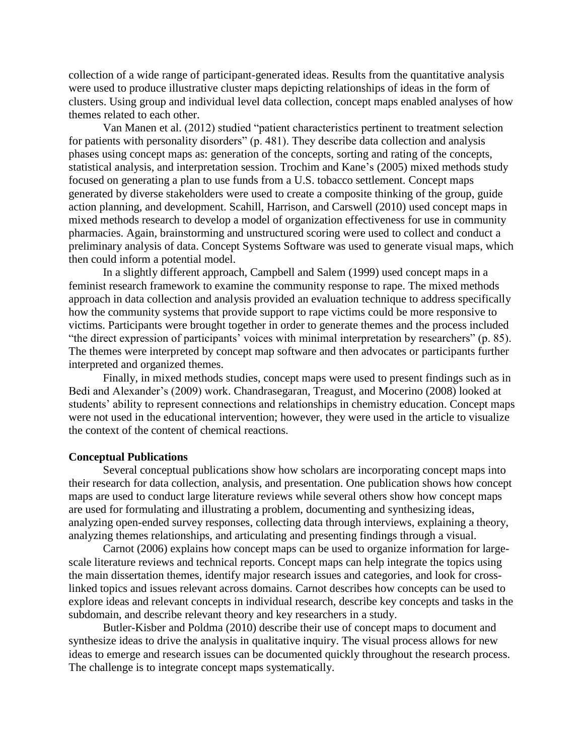collection of a wide range of participant-generated ideas. Results from the quantitative analysis were used to produce illustrative cluster maps depicting relationships of ideas in the form of clusters. Using group and individual level data collection, concept maps enabled analyses of how themes related to each other.

Van Manen et al. (2012) studied "patient characteristics pertinent to treatment selection for patients with personality disorders" (p. 481). They describe data collection and analysis phases using concept maps as: generation of the concepts, sorting and rating of the concepts, statistical analysis, and interpretation session. Trochim and Kane's (2005) mixed methods study focused on generating a plan to use funds from a U.S. tobacco settlement. Concept maps generated by diverse stakeholders were used to create a composite thinking of the group, guide action planning, and development. Scahill, Harrison, and Carswell (2010) used concept maps in mixed methods research to develop a model of organization effectiveness for use in community pharmacies. Again, brainstorming and unstructured scoring were used to collect and conduct a preliminary analysis of data. Concept Systems Software was used to generate visual maps, which then could inform a potential model.

In a slightly different approach, Campbell and Salem (1999) used concept maps in a feminist research framework to examine the community response to rape. The mixed methods approach in data collection and analysis provided an evaluation technique to address specifically how the community systems that provide support to rape victims could be more responsive to victims. Participants were brought together in order to generate themes and the process included "the direct expression of participants' voices with minimal interpretation by researchers" (p. 85). The themes were interpreted by concept map software and then advocates or participants further interpreted and organized themes.

Finally, in mixed methods studies, concept maps were used to present findings such as in Bedi and Alexander's (2009) work. Chandrasegaran, Treagust, and Mocerino (2008) looked at students' ability to represent connections and relationships in chemistry education. Concept maps were not used in the educational intervention; however, they were used in the article to visualize the context of the content of chemical reactions.

**Conceptual Publications**

Several conceptual publications show how scholars are incorporating concept maps into their research for data collection, analysis, and presentation. One publication shows how concept maps are used to conduct large literature reviews while several others show how concept maps are used for formulating and illustrating a problem, documenting and synthesizing ideas, analyzing open-ended survey responses, collecting data through interviews, explaining a theory, analyzing themes relationships, and articulating and presenting findings through a visual.

Carnot (2006) explains how concept maps can be used to organize information for large-scale literature reviews and technical reports. Concept maps can help integrate the topics using the main dissertation themes, identify major research issues and categories, and look for cross-linked topics and issues relevant across domains. Carnot describes how concepts can be used to explore ideas and relevant concepts in individual research, describe key concepts and tasks in the subdomain, and describe relevant theory and key researchers in a study.

Butler-Kisber and Poldma (2010) describe their use of concept maps to document and synthesize ideas to drive the analysis in qualitative inquiry. The visual process allows for new ideas to emerge and research issues can be documented quickly throughout the research process. The challenge is to integrate concept maps systematically.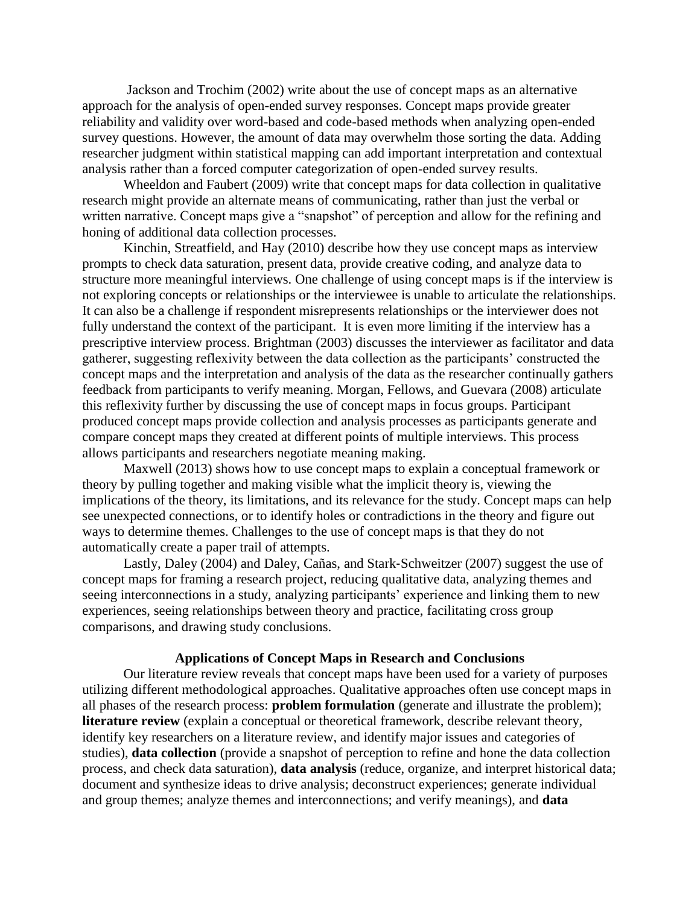Jackson and Trochim (2002) write about the use of concept maps as an alternative approach for the analysis of open-ended survey responses. Concept maps provide greater reliability and validity over word-based and code-based methods when analyzing open-ended survey questions. However, the amount of data may overwhelm those sorting the data. Adding researcher judgment within statistical mapping can add important interpretation and contextual analysis rather than a forced computer categorization of open-ended survey results.

Wheeldon and Faubert (2009) write that concept maps for data collection in qualitative research might provide an alternate means of communicating, rather than just the verbal or written narrative. Concept maps give a "snapshot" of perception and allow for the refining and honing of additional data collection processes.

Kinchin, Streatfield, and Hay (2010) describe how they use concept maps as interview prompts to check data saturation, present data, provide creative coding, and analyze data to structure more meaningful interviews. One challenge of using concept maps is if the interview is not exploring concepts or relationships or the interviewee is unable to articulate the relationships. It can also be a challenge if respondent misrepresents relationships or the interviewer does not fully understand the context of the participant. It is even more limiting if the interview has a prescriptive interview process. Brightman (2003) discusses the interviewer as facilitator and data gatherer, suggesting reflexivity between the data collection as the participants' constructed the concept maps and the interpretation and analysis of the data as the researcher continually gathers feedback from participants to verify meaning. Morgan, Fellows, and Guevara (2008) articulate this reflexivity further by discussing the use of concept maps in focus groups. Participant produced concept maps provide collection and analysis processes as participants generate and compare concept maps they created at different points of multiple interviews. This process allows participants and researchers negotiate meaning making.

Maxwell (2013) shows how to use concept maps to explain a conceptual framework or theory by pulling together and making visible what the implicit theory is, viewing the implications of the theory, its limitations, and its relevance for the study. Concept maps can help see unexpected connections, or to identify holes or contradictions in the theory and figure out ways to determine themes. Challenges to the use of concept maps is that they do not automatically create a paper trail of attempts.

Lastly, Daley (2004) and Daley, Cañas, and Stark-Schweitzer (2007) suggest the use of concept maps for framing a research project, reducing qualitative data, analyzing themes and seeing interconnections in a study, analyzing participants' experience and linking them to new experiences, seeing relationships between theory and practice, facilitating cross group comparisons, and drawing study conclusions.

## Applications of Concept Maps in Research and Conclusions

Our literature review reveals that concept maps have been used for a variety of purposes utilizing different methodological approaches. Qualitative approaches often use concept maps in all phases of the research process: **problem formulation** (generate and illustrate the problem); **literature review** (explain a conceptual or theoretical framework, describe relevant theory, identify key researchers on a literature review, and identify major issues and categories of studies), **data collection** (provide a snapshot of perception to refine and hone the data collection process, and check data saturation), **data analysis** (reduce, organize, and interpret historical data; document and synthesize ideas to drive analysis; deconstruct experiences; generate individual and group themes; analyze themes and interconnections; and verify meanings), and **data**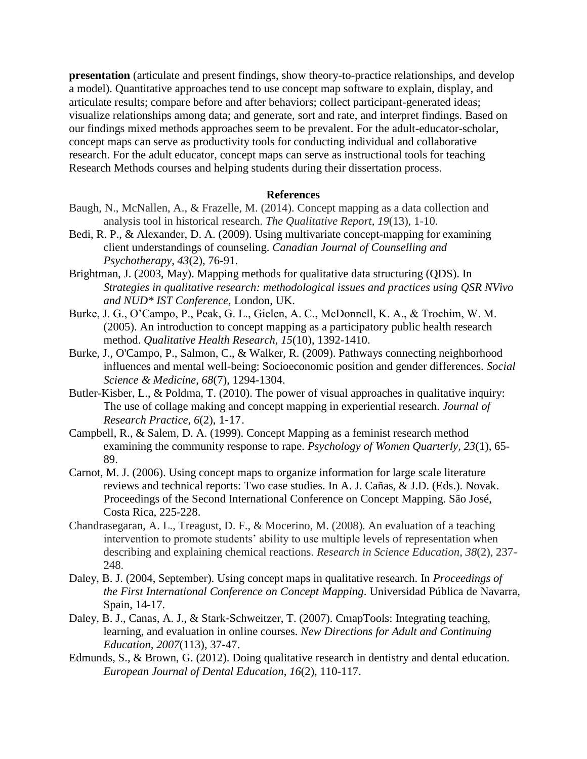**presentation** (articulate and present findings, show theory-to-practice relationships, and develop a model). Quantitative approaches tend to use concept map software to explain, display, and articulate results; compare before and after behaviors; collect participant-generated ideas; visualize relationships among data; and generate, sort and rate, and interpret findings. Based on our findings mixed methods approaches seem to be prevalent. For the adult-educator-scholar, concept maps can serve as productivity tools for conducting individual and collaborative research. For the adult educator, concept maps can serve as instructional tools for teaching Research Methods courses and helping students during their dissertation process.

## References

Baugh, N., McNallen, A., & Frazelle, M. (2014). Concept mapping as a data collection and analysis tool in historical research. *The Qualitative Report*, *19*(13), 1-10.

Bedi, R. P., & Alexander, D. A. (2009). Using multivariate concept-mapping for examining client understandings of counseling. *Canadian Journal of Counselling and Psychotherapy*, *43*(2), 76-91.

Brightman, J. (2003, May). Mapping methods for qualitative data structuring (QDS). In *Strategies in qualitative research: methodological issues and practices using QSR NVivo and NUD* IST Conference*, London, UK.

Burke, J. G., O'Campo, P., Peak, G. L., Gielen, A. C., McDonnell, K. A., & Trochim, W. M. (2005). An introduction to concept mapping as a participatory public health research method. *Qualitative Health Research, 15*(10), 1392-1410.

Burke, J., O'Campo, P., Salmon, C., & Walker, R. (2009). Pathways connecting neighborhood influences and mental well-being: Socioeconomic position and gender differences. *Social Science & Medicine*, *68*(7), 1294-1304.

Butler-Kisber, L., & Poldma, T. (2010). The power of visual approaches in qualitative inquiry: The use of collage making and concept mapping in experiential research. *Journal of Research Practice*, *6*(2), 1-17.

Campbell, R., & Salem, D. A. (1999). Concept Mapping as a feminist research method examining the community response to rape. *Psychology of Women Quarterly, 23*(1), 65-89.

Carnot, M. J. (2006). Using concept maps to organize information for large scale literature reviews and technical reports: Two case studies. In A. J. Cañas, & J.D. (Eds.). Novak. Proceedings of the Second International Conference on Concept Mapping. São José, Costa Rica, 225-228.

Chandrasegaran, A. L., Treagust, D. F., & Mocerino, M. (2008). An evaluation of a teaching intervention to promote students' ability to use multiple levels of representation when describing and explaining chemical reactions. *Research in Science Education*, *38*(2), 237-248.

Daley, B. J. (2004, September). Using concept maps in qualitative research. In *Proceedings of the First International Conference on Concept Mapping*. Universidad Pública de Navarra, Spain, 14-17.

Daley, B. J., Canas, A. J., & Stark-Schweitzer, T. (2007). CmapTools: Integrating teaching, learning, and evaluation in online courses. *New Directions for Adult and Continuing Education, 2007*(113), 37-47.

Edmunds, S., & Brown, G. (2012). Doing qualitative research in dentistry and dental education. *European Journal of Dental Education*, *16*(2), 110-117.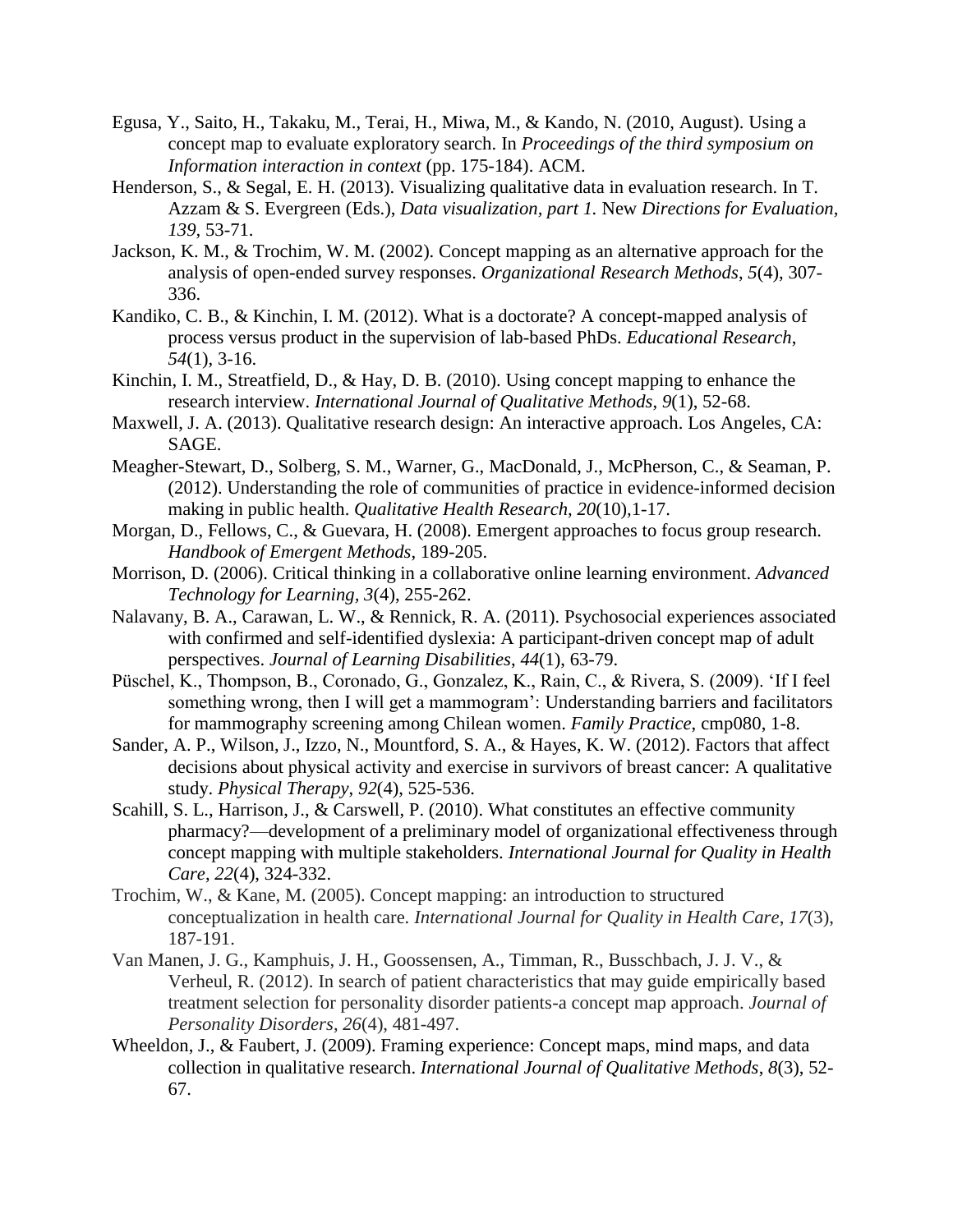Egusa, Y., Saito, H., Takaku, M., Terai, H., Miwa, M., & Kando, N. (2010, August). Using a concept map to evaluate exploratory search. In *Proceedings of the third symposium on Information interaction in context* (pp. 175-184). ACM.

Henderson, S., & Segal, E. H. (2013). Visualizing qualitative data in evaluation research. In T. Azzam & S. Evergreen (Eds.), *Data visualization, part 1.* New *Directions for Evaluation*, *139*, 53-71.

Jackson, K. M., & Trochim, W. M. (2002). Concept mapping as an alternative approach for the analysis of open-ended survey responses. *Organizational Research Methods*, *5*(4), 307-336.

Kandiko, C. B., & Kinchin, I. M. (2012). What is a doctorate? A concept-mapped analysis of process versus product in the supervision of lab-based PhDs. *Educational Research*, *54*(1), 3-16.

Kinchin, I. M., Streatfield, D., & Hay, D. B. (2010). Using concept mapping to enhance the research interview. *International Journal of Qualitative Methods*, *9*(1), 52-68.

Maxwell, J. A. (2013). Qualitative research design: An interactive approach. Los Angeles, CA: SAGE.

Meagher-Stewart, D., Solberg, S. M., Warner, G., MacDonald, J., McPherson, C., & Seaman, P. (2012). Understanding the role of communities of practice in evidence-informed decision making in public health. *Qualitative Health Research, 20*(10),1-17.

Morgan, D., Fellows, C., & Guevara, H. (2008). Emergent approaches to focus group research. *Handbook of Emergent Methods*, 189-205.

Morrison, D. (2006). Critical thinking in a collaborative online learning environment. *Advanced Technology for Learning*, *3*(4), 255-262.

Nalavany, B. A., Carawan, L. W., & Rennick, R. A. (2011). Psychosocial experiences associated with confirmed and self-identified dyslexia: A participant-driven concept map of adult perspectives. *Journal of Learning Disabilities*, *44*(1), 63-79.

Püschel, K., Thompson, B., Coronado, G., Gonzalez, K., Rain, C., & Rivera, S. (2009). 'If I feel something wrong, then I will get a mammogram': Understanding barriers and facilitators for mammography screening among Chilean women. *Family Practice*, cmp080, 1-8.

Sander, A. P., Wilson, J., Izzo, N., Mountford, S. A., & Hayes, K. W. (2012). Factors that affect decisions about physical activity and exercise in survivors of breast cancer: A qualitative study. *Physical Therapy*, *92*(4), 525-536.

Scahill, S. L., Harrison, J., & Carswell, P. (2010). What constitutes an effective community pharmacy?—development of a preliminary model of organizational effectiveness through concept mapping with multiple stakeholders. *International Journal for Quality in Health Care*, *22*(4), 324-332.

Trochim, W., & Kane, M. (2005). Concept mapping: an introduction to structured conceptualization in health care. *International Journal for Quality in Health Care*, *17*(3), 187-191.

Van Manen, J. G., Kamphuis, J. H., Goossensen, A., Timman, R., Busschbach, J. J. V., & Verheul, R. (2012). In search of patient characteristics that may guide empirically based treatment selection for personality disorder patients-a concept map approach. *Journal of Personality Disorders*, *26*(4), 481-497.

Wheeldon, J., & Faubert, J. (2009). Framing experience: Concept maps, mind maps, and data collection in qualitative research. *International Journal of Qualitative Methods*, *8*(3), 52-67.